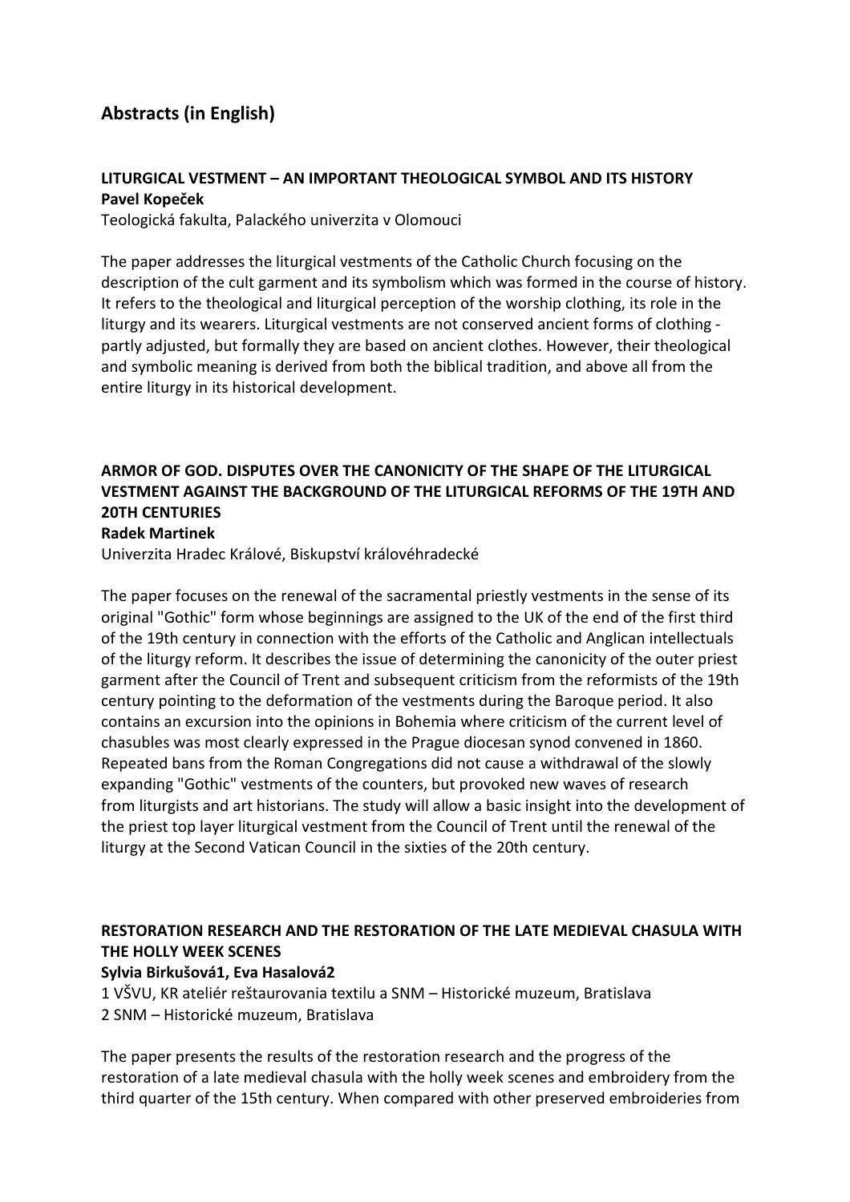# Abstracts (in English)

**LITURGICAL VESTMENT – AN IMPORTANT THEOLOGICAL SYMBOL AND ITS HISTORY**
**Pavel Kopeček**
Teologická fakulta, Palackého univerzita v Olomouci

The paper addresses the liturgical vestments of the Catholic Church focusing on the description of the cult garment and its symbolism which was formed in the course of history. It refers to the theological and liturgical perception of the worship clothing, its role in the liturgy and its wearers. Liturgical vestments are not conserved ancient forms of clothing - partly adjusted, but formally they are based on ancient clothes. However, their theological and symbolic meaning is derived from both the biblical tradition, and above all from the entire liturgy in its historical development.

**ARMOR OF GOD. DISPUTES OVER THE CANONICITY OF THE SHAPE OF THE LITURGICAL VESTMENT AGAINST THE BACKGROUND OF THE LITURGICAL REFORMS OF THE 19TH AND 20TH CENTURIES**
**Radek Martinek**
Univerzita Hradec Králové, Biskupství královéhradecké

The paper focuses on the renewal of the sacramental priestly vestments in the sense of its original "Gothic" form whose beginnings are assigned to the UK of the end of the first third of the 19th century in connection with the efforts of the Catholic and Anglican intellectuals of the liturgy reform. It describes the issue of determining the canonicity of the outer priest garment after the Council of Trent and subsequent criticism from the reformists of the 19th century pointing to the deformation of the vestments during the Baroque period. It also contains an excursion into the opinions in Bohemia where criticism of the current level of chasubles was most clearly expressed in the Prague diocesan synod convened in 1860. Repeated bans from the Roman Congregations did not cause a withdrawal of the slowly expanding "Gothic" vestments of the counters, but provoked new waves of research from liturgists and art historians. The study will allow a basic insight into the development of the priest top layer liturgical vestment from the Council of Trent until the renewal of the liturgy at the Second Vatican Council in the sixties of the 20th century.

**RESTORATION RESEARCH AND THE RESTORATION OF THE LATE MEDIEVAL CHASULA WITH THE HOLLY WEEK SCENES**
**Sylvia Birkušová1, Eva Hasalová2**
1 VŠVU, KR ateliér reštaurovania textilu a SNM – Historické muzeum, Bratislava
2 SNM – Historické muzeum, Bratislava

The paper presents the results of the restoration research and the progress of the restoration of a late medieval chasula with the holly week scenes and embroidery from the third quarter of the 15th century. When compared with other preserved embroideries from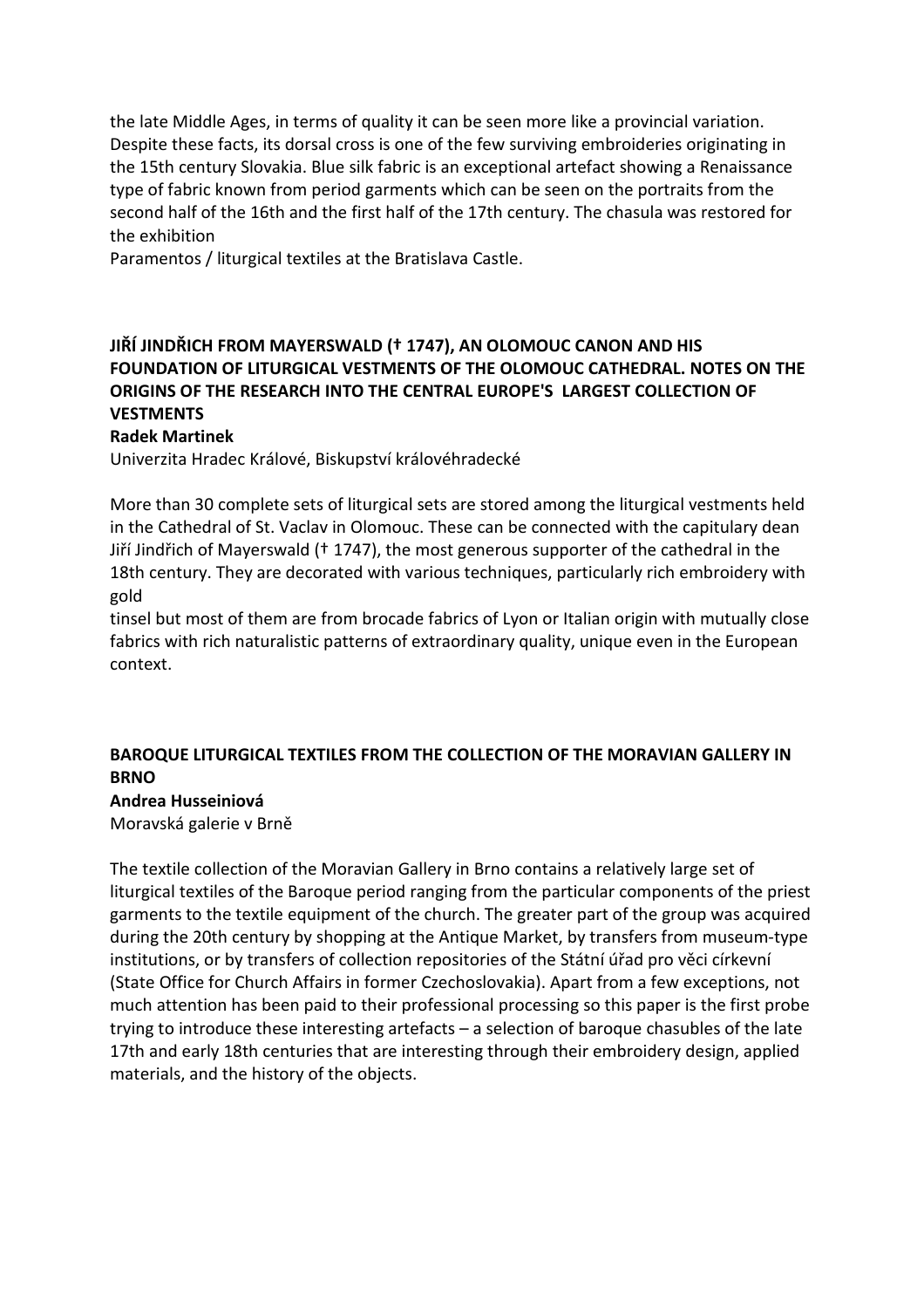the late Middle Ages, in terms of quality it can be seen more like a provincial variation. Despite these facts, its dorsal cross is one of the few surviving embroideries originating in the 15th century Slovakia. Blue silk fabric is an exceptional artefact showing a Renaissance type of fabric known from period garments which can be seen on the portraits from the second half of the 16th and the first half of the 17th century. The chasula was restored for the exhibition
Paramentos / liturgical textiles at the Bratislava Castle.

## JIŘÍ JINDŘICH FROM MAYERSWALD († 1747), AN OLOMOUC CANON AND HIS FOUNDATION OF LITURGICAL VESTMENTS OF THE OLOMOUC CATHEDRAL. NOTES ON THE ORIGINS OF THE RESEARCH INTO THE CENTRAL EUROPE'S LARGEST COLLECTION OF VESTMENTS

**Radek Martinek**

Univerzita Hradec Králové, Biskupství královéhradecké

More than 30 complete sets of liturgical sets are stored among the liturgical vestments held in the Cathedral of St. Vaclav in Olomouc. These can be connected with the capitulary dean Jiří Jindřich of Mayerswald († 1747), the most generous supporter of the cathedral in the 18th century. They are decorated with various techniques, particularly rich embroidery with gold
tinsel but most of them are from brocade fabrics of Lyon or Italian origin with mutually close fabrics with rich naturalistic patterns of extraordinary quality, unique even in the European context.

## BAROQUE LITURGICAL TEXTILES FROM THE COLLECTION OF THE MORAVIAN GALLERY IN BRNO

**Andrea Husseiniová**

Moravská galerie v Brně

The textile collection of the Moravian Gallery in Brno contains a relatively large set of liturgical textiles of the Baroque period ranging from the particular components of the priest garments to the textile equipment of the church. The greater part of the group was acquired during the 20th century by shopping at the Antique Market, by transfers from museum-type institutions, or by transfers of collection repositories of the Státní úřad pro věci církevní (State Office for Church Affairs in former Czechoslovakia). Apart from a few exceptions, not much attention has been paid to their professional processing so this paper is the first probe trying to introduce these interesting artefacts – a selection of baroque chasubles of the late 17th and early 18th centuries that are interesting through their embroidery design, applied materials, and the history of the objects.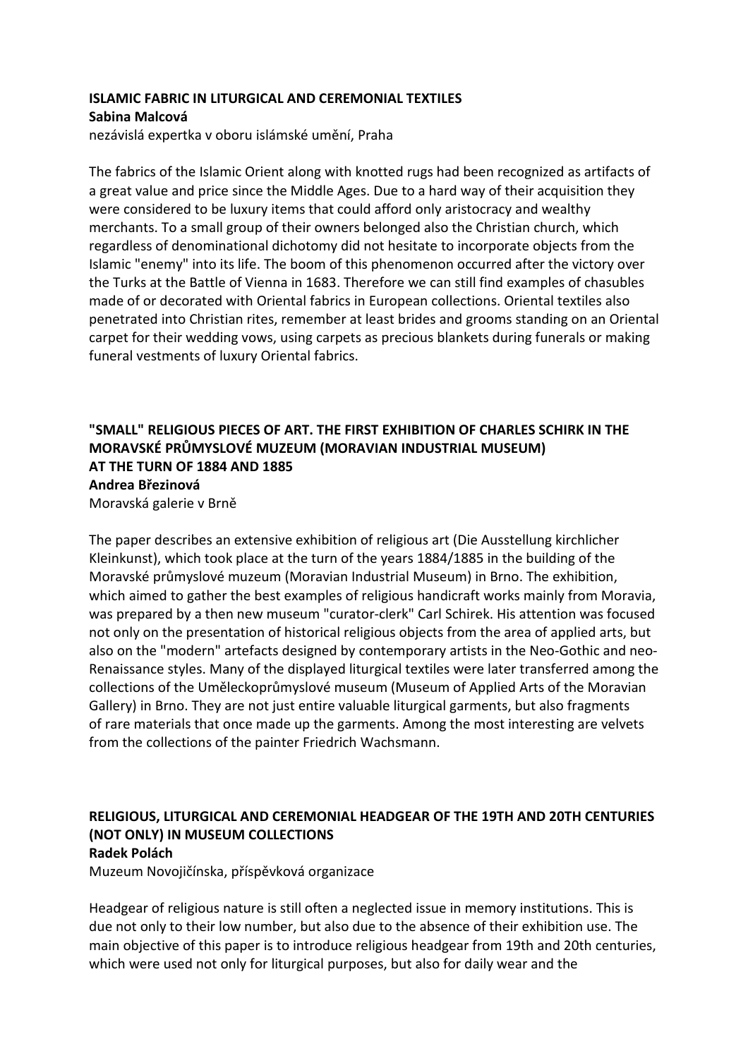**ISLAMIC FABRIC IN LITURGICAL AND CEREMONIAL TEXTILES**
**Sabina Malcová**
nezávislá expertka v oboru islámské umění, Praha

The fabrics of the Islamic Orient along with knotted rugs had been recognized as artifacts of a great value and price since the Middle Ages. Due to a hard way of their acquisition they were considered to be luxury items that could afford only aristocracy and wealthy merchants. To a small group of their owners belonged also the Christian church, which regardless of denominational dichotomy did not hesitate to incorporate objects from the Islamic "enemy" into its life. The boom of this phenomenon occurred after the victory over the Turks at the Battle of Vienna in 1683. Therefore we can still find examples of chasubles made of or decorated with Oriental fabrics in European collections. Oriental textiles also penetrated into Christian rites, remember at least brides and grooms standing on an Oriental carpet for their wedding vows, using carpets as precious blankets during funerals or making funeral vestments of luxury Oriental fabrics.

**"SMALL" RELIGIOUS PIECES OF ART. THE FIRST EXHIBITION OF CHARLES SCHIRK IN THE MORAVSKÉ PRŮMYSLOVÉ MUZEUM (MORAVIAN INDUSTRIAL MUSEUM) AT THE TURN OF 1884 AND 1885**
**Andrea Březinová**
Moravská galerie v Brně

The paper describes an extensive exhibition of religious art (Die Ausstellung kirchlicher Kleinkunst), which took place at the turn of the years 1884/1885 in the building of the Moravské průmyslové muzeum (Moravian Industrial Museum) in Brno. The exhibition, which aimed to gather the best examples of religious handicraft works mainly from Moravia, was prepared by a then new museum "curator-clerk" Carl Schirek. His attention was focused not only on the presentation of historical religious objects from the area of applied arts, but also on the "modern" artefacts designed by contemporary artists in the Neo-Gothic and neo-Renaissance styles. Many of the displayed liturgical textiles were later transferred among the collections of the Uměleckoprůmyslové museum (Museum of Applied Arts of the Moravian Gallery) in Brno. They are not just entire valuable liturgical garments, but also fragments of rare materials that once made up the garments. Among the most interesting are velvets from the collections of the painter Friedrich Wachsmann.

**RELIGIOUS, LITURGICAL AND CEREMONIAL HEADGEAR OF THE 19TH AND 20TH CENTURIES (NOT ONLY) IN MUSEUM COLLECTIONS**
**Radek Polách**
Muzeum Novojičínska, příspěvková organizace

Headgear of religious nature is still often a neglected issue in memory institutions. This is due not only to their low number, but also due to the absence of their exhibition use. The main objective of this paper is to introduce religious headgear from 19th and 20th centuries, which were used not only for liturgical purposes, but also for daily wear and the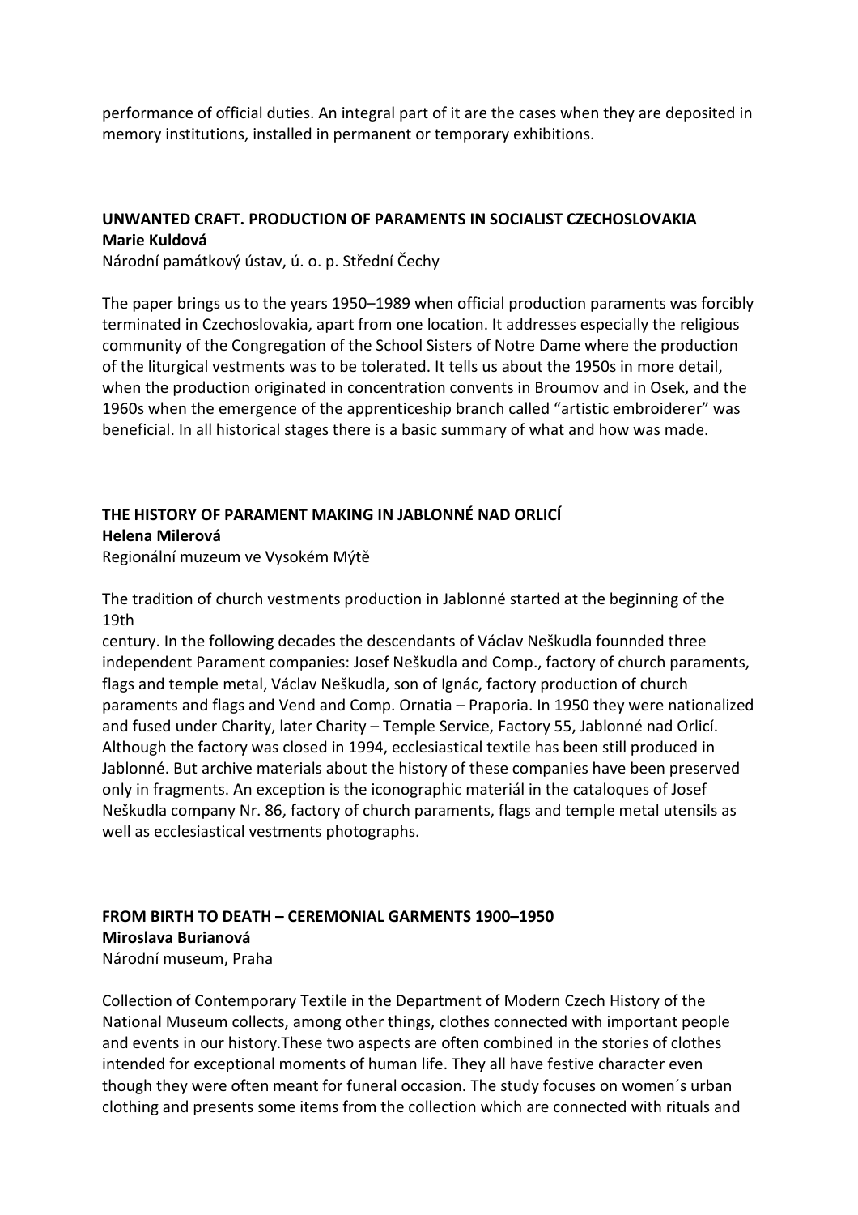performance of official duties. An integral part of it are the cases when they are deposited in memory institutions, installed in permanent or temporary exhibitions.

## UNWANTED CRAFT. PRODUCTION OF PARAMENTS IN SOCIALIST CZECHOSLOVAKIA

**Marie Kuldová**

Národní památkový ústav, ú. o. p. Střední Čechy

The paper brings us to the years 1950–1989 when official production paraments was forcibly terminated in Czechoslovakia, apart from one location. It addresses especially the religious community of the Congregation of the School Sisters of Notre Dame where the production of the liturgical vestments was to be tolerated. It tells us about the 1950s in more detail, when the production originated in concentration convents in Broumov and in Osek, and the 1960s when the emergence of the apprenticeship branch called "artistic embroiderer" was beneficial. In all historical stages there is a basic summary of what and how was made.

## THE HISTORY OF PARAMENT MAKING IN JABLONNÉ NAD ORLICÍ

**Helena Milerová**

Regionální muzeum ve Vysokém Mýtě

The tradition of church vestments production in Jablonné started at the beginning of the 19th
century. In the following decades the descendants of Václav Neškudla founnded three independent Parament companies: Josef Neškudla and Comp., factory of church paraments, flags and temple metal, Václav Neškudla, son of Ignác, factory production of church paraments and flags and Vend and Comp. Ornatia – Praporia. In 1950 they were nationalized and fused under Charity, later Charity – Temple Service, Factory 55, Jablonné nad Orlicí. Although the factory was closed in 1994, ecclesiastical textile has been still produced in Jablonné. But archive materials about the history of these companies have been preserved only in fragments. An exception is the iconographic materiál in the cataloques of Josef Neškudla company Nr. 86, factory of church paraments, flags and temple metal utensils as well as ecclesiastical vestments photographs.

## FROM BIRTH TO DEATH – CEREMONIAL GARMENTS 1900–1950

**Miroslava Burianová**

Národní museum, Praha

Collection of Contemporary Textile in the Department of Modern Czech History of the National Museum collects, among other things, clothes connected with important people and events in our history.These two aspects are often combined in the stories of clothes intended for exceptional moments of human life. They all have festive character even though they were often meant for funeral occasion. The study focuses on women´s urban clothing and presents some items from the collection which are connected with rituals and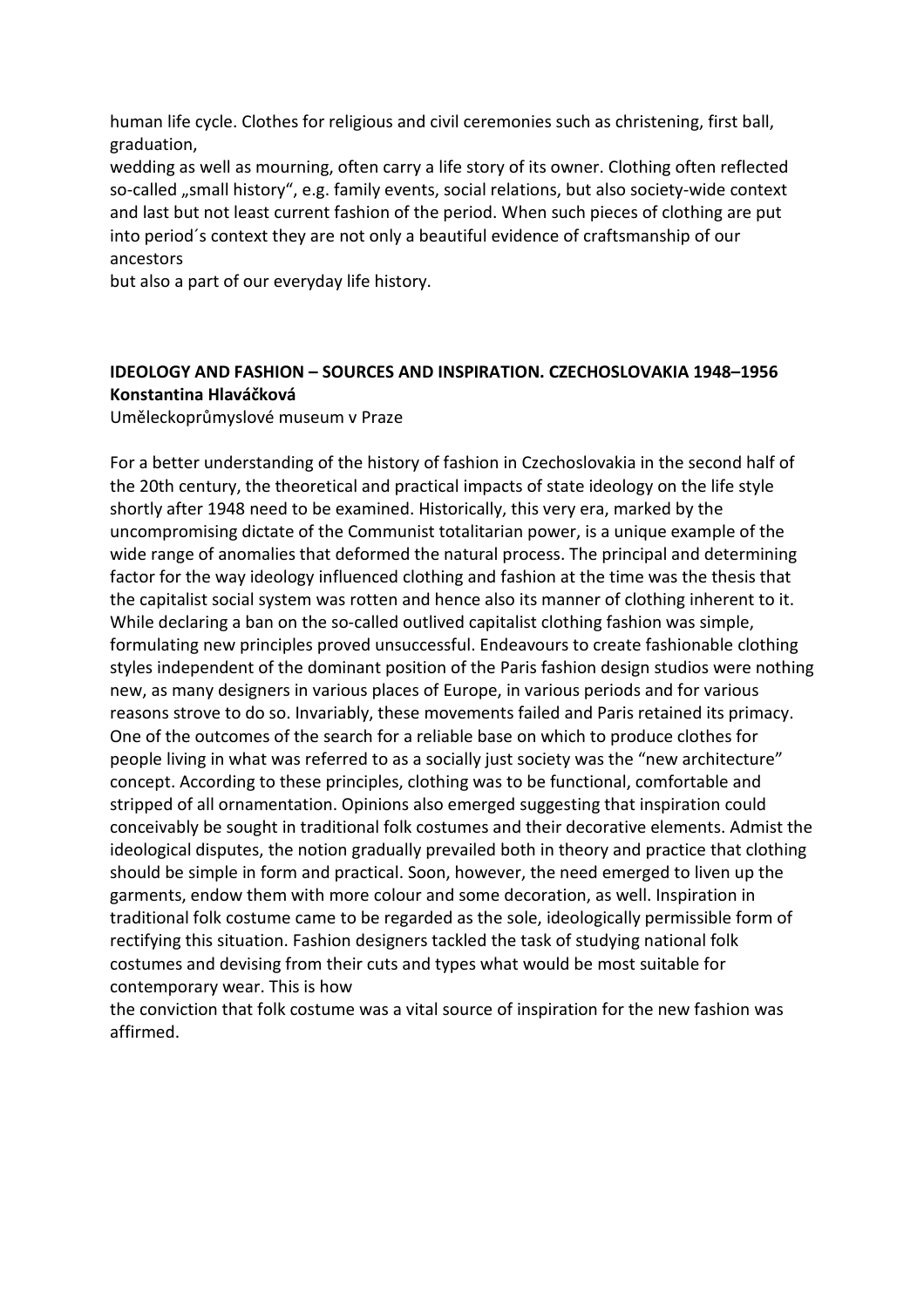human life cycle. Clothes for religious and civil ceremonies such as christening, first ball, graduation,
wedding as well as mourning, often carry a life story of its owner. Clothing often reflected so-called „small history“, e.g. family events, social relations, but also society-wide context and last but not least current fashion of the period. When such pieces of clothing are put into period´s context they are not only a beautiful evidence of craftsmanship of our ancestors
but also a part of our everyday life history.

**IDEOLOGY AND FASHION – SOURCES AND INSPIRATION. CZECHOSLOVAKIA 1948–1956**
**Konstantina Hlaváčková**
Uměleckoprůmyslové museum v Praze

For a better understanding of the history of fashion in Czechoslovakia in the second half of the 20th century, the theoretical and practical impacts of state ideology on the life style shortly after 1948 need to be examined. Historically, this very era, marked by the uncompromising dictate of the Communist totalitarian power, is a unique example of the wide range of anomalies that deformed the natural process. The principal and determining factor for the way ideology influenced clothing and fashion at the time was the thesis that the capitalist social system was rotten and hence also its manner of clothing inherent to it. While declaring a ban on the so-called outlived capitalist clothing fashion was simple, formulating new principles proved unsuccessful. Endeavours to create fashionable clothing styles independent of the dominant position of the Paris fashion design studios were nothing new, as many designers in various places of Europe, in various periods and for various reasons strove to do so. Invariably, these movements failed and Paris retained its primacy. One of the outcomes of the search for a reliable base on which to produce clothes for people living in what was referred to as a socially just society was the "new architecture" concept. According to these principles, clothing was to be functional, comfortable and stripped of all ornamentation. Opinions also emerged suggesting that inspiration could conceivably be sought in traditional folk costumes and their decorative elements. Admist the ideological disputes, the notion gradually prevailed both in theory and practice that clothing should be simple in form and practical. Soon, however, the need emerged to liven up the garments, endow them with more colour and some decoration, as well. Inspiration in traditional folk costume came to be regarded as the sole, ideologically permissible form of rectifying this situation. Fashion designers tackled the task of studying national folk costumes and devising from their cuts and types what would be most suitable for contemporary wear. This is how
the conviction that folk costume was a vital source of inspiration for the new fashion was affirmed.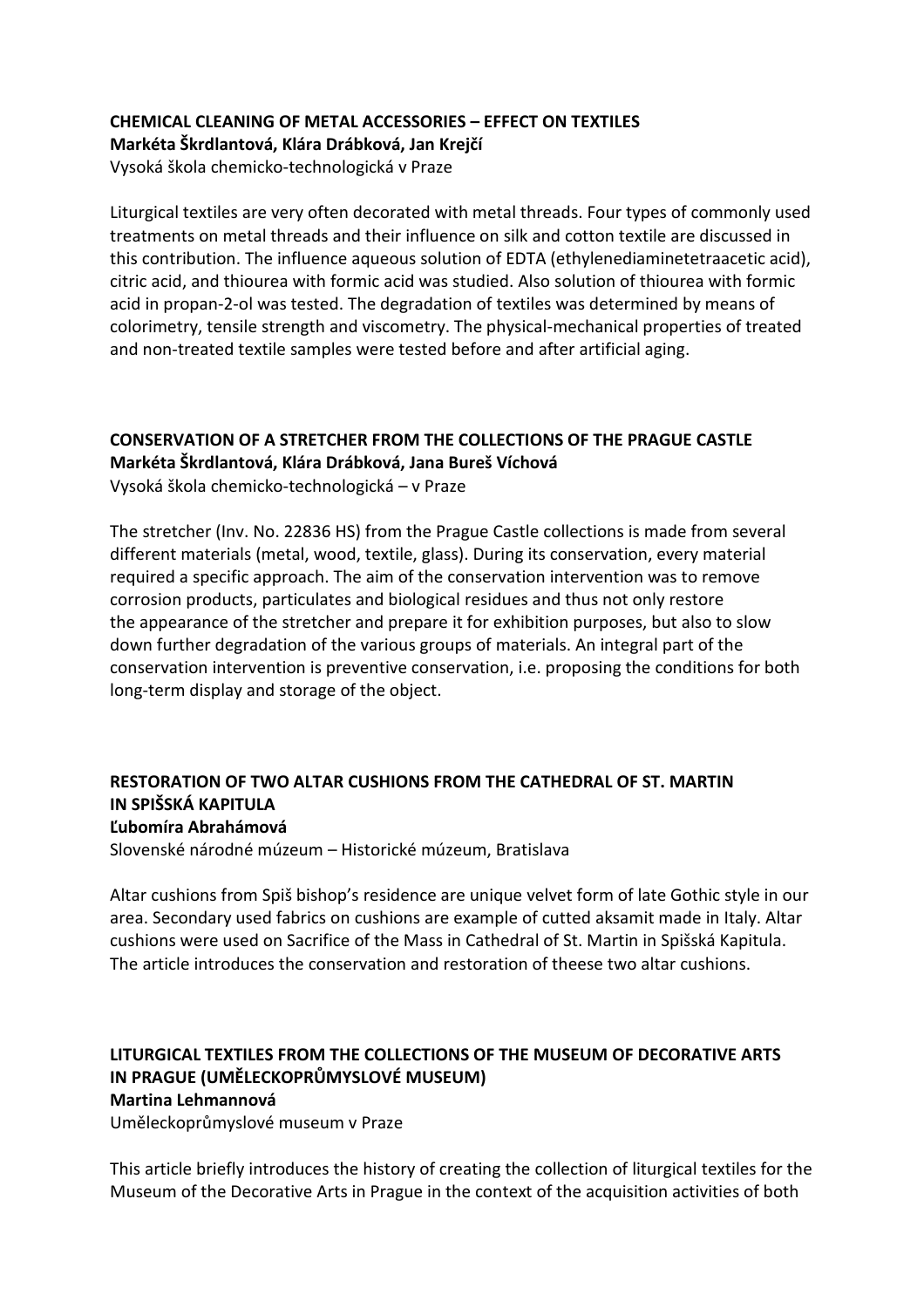### CHEMICAL CLEANING OF METAL ACCESSORIES – EFFECT ON TEXTILES

**Markéta Škrdlantová, Klára Drábková, Jan Krejčí**

Vysoká škola chemicko-technologická v Praze

Liturgical textiles are very often decorated with metal threads. Four types of commonly used treatments on metal threads and their influence on silk and cotton textile are discussed in this contribution. The influence aqueous solution of EDTA (ethylenediaminetetraacetic acid), citric acid, and thiourea with formic acid was studied. Also solution of thiourea with formic acid in propan-2-ol was tested. The degradation of textiles was determined by means of colorimetry, tensile strength and viscometry. The physical-mechanical properties of treated and non-treated textile samples were tested before and after artificial aging.

### CONSERVATION OF A STRETCHER FROM THE COLLECTIONS OF THE PRAGUE CASTLE

**Markéta Škrdlantová, Klára Drábková, Jana Bureš Víchová**

Vysoká škola chemicko-technologická – v Praze

The stretcher (Inv. No. 22836 HS) from the Prague Castle collections is made from several different materials (metal, wood, textile, glass). During its conservation, every material required a specific approach. The aim of the conservation intervention was to remove corrosion products, particulates and biological residues and thus not only restore the appearance of the stretcher and prepare it for exhibition purposes, but also to slow down further degradation of the various groups of materials. An integral part of the conservation intervention is preventive conservation, i.e. proposing the conditions for both long-term display and storage of the object.

### RESTORATION OF TWO ALTAR CUSHIONS FROM THE CATHEDRAL OF ST. MARTIN IN SPIŠSKÁ KAPITULA

**Ľubomíra Abrahámová**

Slovenské národné múzeum – Historické múzeum, Bratislava

Altar cushions from Spiš bishop's residence are unique velvet form of late Gothic style in our area. Secondary used fabrics on cushions are example of cutted aksamit made in Italy. Altar cushions were used on Sacrifice of the Mass in Cathedral of St. Martin in Spišská Kapitula. The article introduces the conservation and restoration of theese two altar cushions.

### LITURGICAL TEXTILES FROM THE COLLECTIONS OF THE MUSEUM OF DECORATIVE ARTS IN PRAGUE (UMĚLECKOPRŮMYSLOVÉ MUSEUM)

**Martina Lehmannová**

Uměleckoprůmyslové museum v Praze

This article briefly introduces the history of creating the collection of liturgical textiles for the Museum of the Decorative Arts in Prague in the context of the acquisition activities of both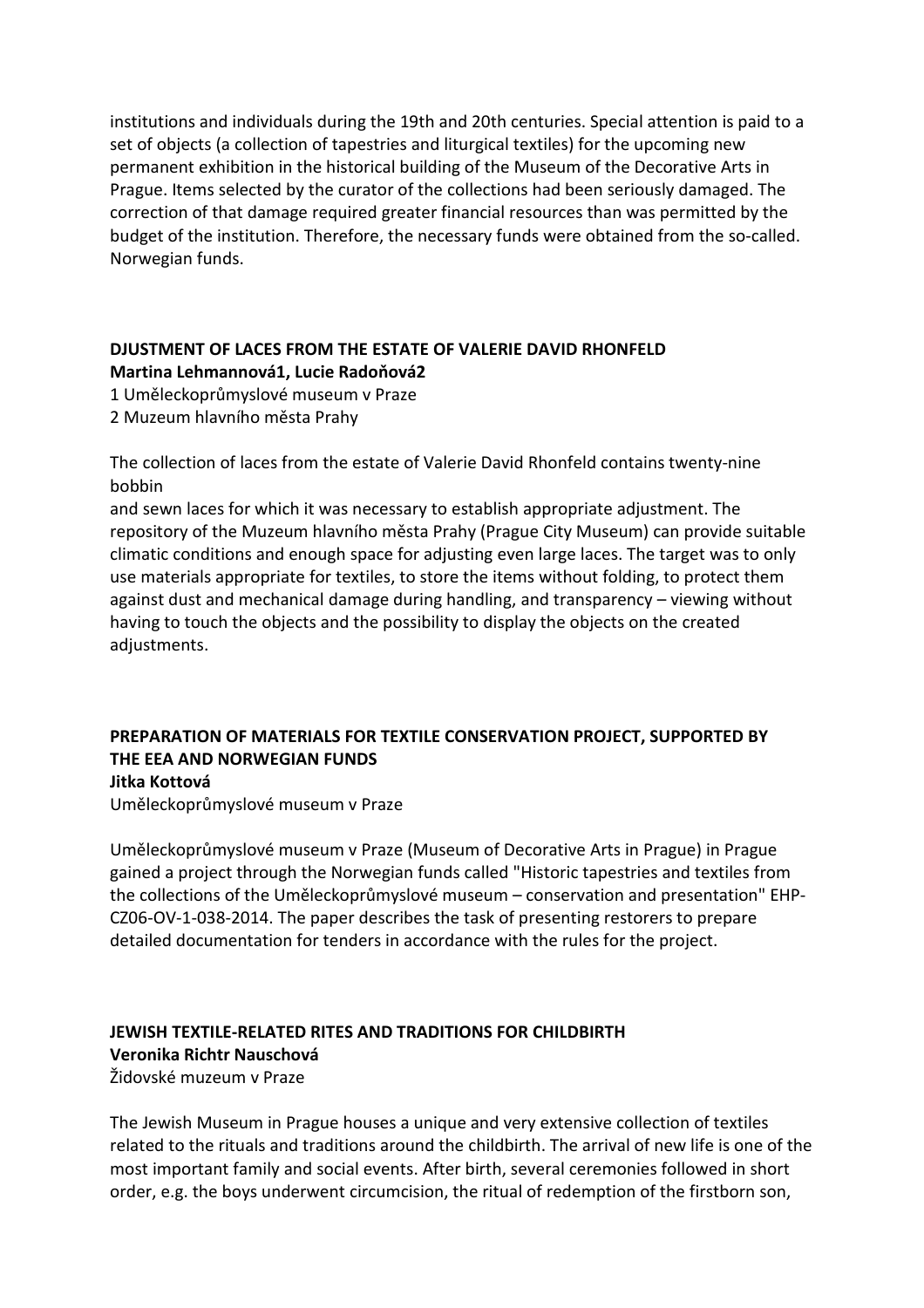institutions and individuals during the 19th and 20th centuries. Special attention is paid to a set of objects (a collection of tapestries and liturgical textiles) for the upcoming new permanent exhibition in the historical building of the Museum of the Decorative Arts in Prague. Items selected by the curator of the collections had been seriously damaged. The correction of that damage required greater financial resources than was permitted by the budget of the institution. Therefore, the necessary funds were obtained from the so-called. Norwegian funds.

### DJUSTMENT OF LACES FROM THE ESTATE OF VALERIE DAVID RHONFELD

**Martina Lehmannová[1], Lucie Radoňová[2]**

1 Uměleckoprůmyslové museum v Praze
2 Muzeum hlavního města Prahy

The collection of laces from the estate of Valerie David Rhonfeld contains twenty-nine bobbin
and sewn laces for which it was necessary to establish appropriate adjustment. The repository of the Muzeum hlavního města Prahy (Prague City Museum) can provide suitable climatic conditions and enough space for adjusting even large laces. The target was to only use materials appropriate for textiles, to store the items without folding, to protect them against dust and mechanical damage during handling, and transparency – viewing without having to touch the objects and the possibility to display the objects on the created adjustments.

### PREPARATION OF MATERIALS FOR TEXTILE CONSERVATION PROJECT, SUPPORTED BY THE EEA AND NORWEGIAN FUNDS

**Jitka Kottová**

Uměleckoprůmyslové museum v Praze

Uměleckoprůmyslové museum v Praze (Museum of Decorative Arts in Prague) in Prague gained a project through the Norwegian funds called "Historic tapestries and textiles from the collections of the Uměleckoprůmyslové museum – conservation and presentation" EHP-CZ06-OV-1-038-2014. The paper describes the task of presenting restorers to prepare detailed documentation for tenders in accordance with the rules for the project.

### JEWISH TEXTILE-RELATED RITES AND TRADITIONS FOR CHILDBIRTH

**Veronika Richtr Nauschová**

Židovské muzeum v Praze

The Jewish Museum in Prague houses a unique and very extensive collection of textiles related to the rituals and traditions around the childbirth. The arrival of new life is one of the most important family and social events. After birth, several ceremonies followed in short order, e.g. the boys underwent circumcision, the ritual of redemption of the firstborn son,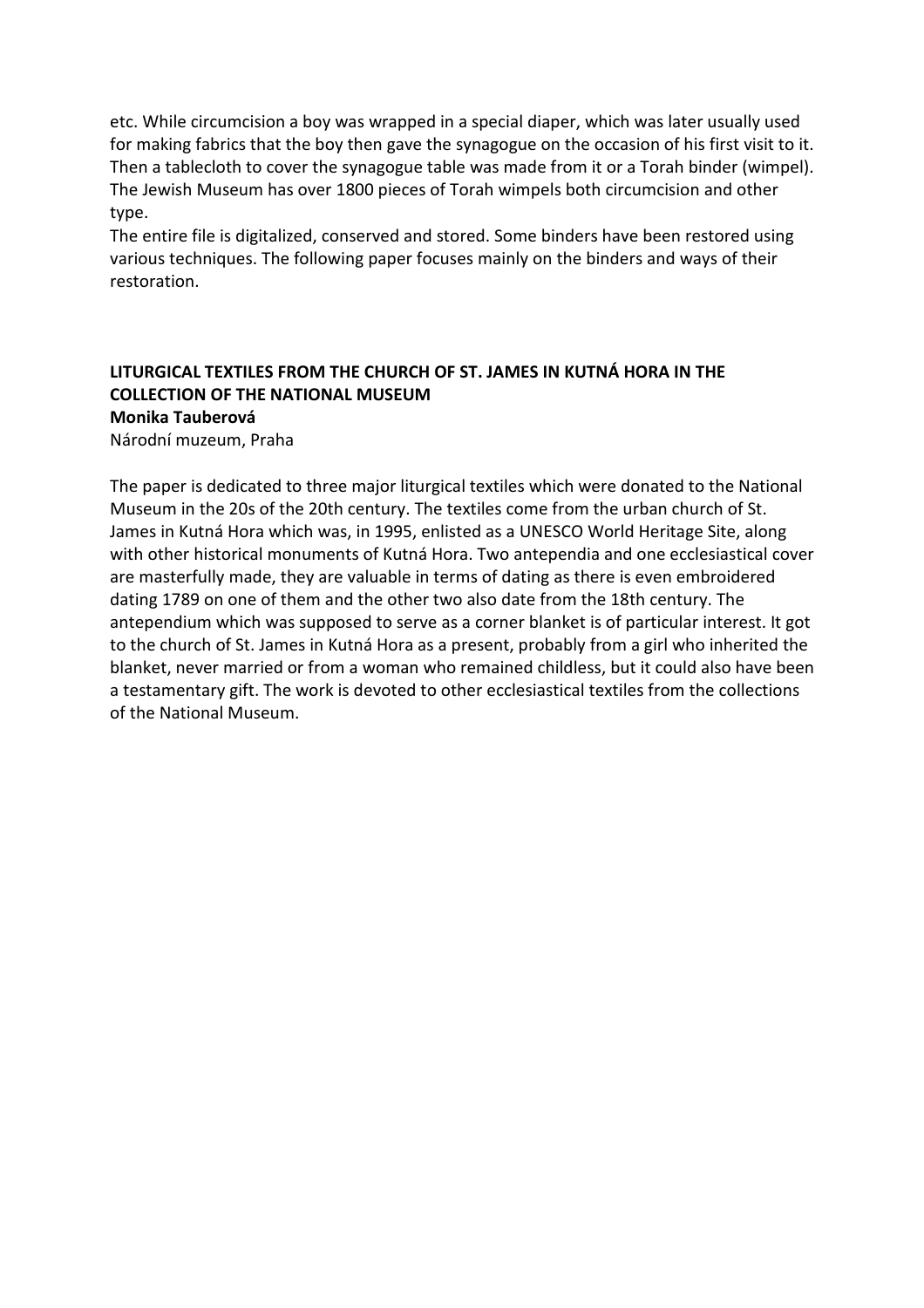etc. While circumcision a boy was wrapped in a special diaper, which was later usually used for making fabrics that the boy then gave the synagogue on the occasion of his first visit to it. Then a tablecloth to cover the synagogue table was made from it or a Torah binder (wimpel). The Jewish Museum has over 1800 pieces of Torah wimpels both circumcision and other type.

The entire file is digitalized, conserved and stored. Some binders have been restored using various techniques. The following paper focuses mainly on the binders and ways of their restoration.

## LITURGICAL TEXTILES FROM THE CHURCH OF ST. JAMES IN KUTNÁ HORA IN THE COLLECTION OF THE NATIONAL MUSEUM

**Monika Tauberová**

Národní muzeum, Praha

The paper is dedicated to three major liturgical textiles which were donated to the National Museum in the 20s of the 20th century. The textiles come from the urban church of St. James in Kutná Hora which was, in 1995, enlisted as a UNESCO World Heritage Site, along with other historical monuments of Kutná Hora. Two antependia and one ecclesiastical cover are masterfully made, they are valuable in terms of dating as there is even embroidered dating 1789 on one of them and the other two also date from the 18th century. The antependium which was supposed to serve as a corner blanket is of particular interest. It got to the church of St. James in Kutná Hora as a present, probably from a girl who inherited the blanket, never married or from a woman who remained childless, but it could also have been a testamentary gift. The work is devoted to other ecclesiastical textiles from the collections of the National Museum.